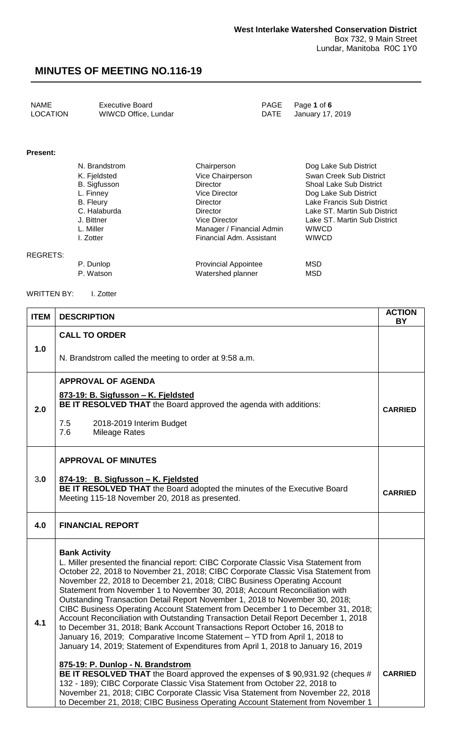**West Interlake Watershed Conservation District**
Box 732, 9 Main Street
Lundar, Manitoba R0C 1Y0

# MINUTES OF MEETING NO.116-19

| | | | |
|---|---|---|---|
| NAME | Executive Board | PAGE | Page **1** of **6** |
| LOCATION | WIWCD Office, Lundar | DATE | January 17, 2019 |

**Present:**

| | | |
|---|---|---|
| N. Brandstrom | Chairperson | Dog Lake Sub District |
| K. Fjeldsted | Vice Chairperson | Swan Creek Sub District |
| B. Sigfusson | Director | Shoal Lake Sub District |
| L. Finney | Vice Director | Dog Lake Sub District |
| B. Fleury | Director | Lake Francis Sub District |
| C. Halaburda | Director | Lake ST. Martin Sub District |
| J. Bittner | Vice Director | Lake ST. Martin Sub District |
| L. Miller | Manager / Financial Admin | WIWCD |
| I. Zotter | Financial Adm. Assistant | WIWCD |

REGRETS:

| | | |
|---|---|---|
| P. Dunlop | Provincial Appointee | MSD |
| P. Watson | Watershed planner | MSD |

WRITTEN BY: I. Zotter

| ITEM | DESCRIPTION | ACTION BY |
|---|---|---|
| 1.0 | **CALL TO ORDER**<br><br>N. Brandstrom called the meeting to order at 9:58 a.m. | |
| 2.0 | **APPROVAL OF AGENDA**<br><br>**873-19: B. Sigfusson – K. Fjeldsted**<br>**BE IT RESOLVED THAT** the Board approved the agenda with additions:<br><br>7.5 2018-2019 Interim Budget<br>7.6 Mileage Rates | **CARRIED** |
| 3.0 | **APPROVAL OF MINUTES**<br><br>**874-19: B. Sigfusson – K. Fjeldsted**<br>**BE IT RESOLVED THAT** the Board adopted the minutes of the Executive Board Meeting 115-18 November 20, 2018 as presented. | **CARRIED** |
| 4.0 | **FINANCIAL REPORT** | |
| 4.1 | **Bank Activity**<br>L. Miller presented the financial report: CIBC Corporate Classic Visa Statement from October 22, 2018 to November 21, 2018; CIBC Corporate Classic Visa Statement from November 22, 2018 to December 21, 2018; CIBC Business Operating Account Statement from November 1 to November 30, 2018; Account Reconciliation with Outstanding Transaction Detail Report November 1, 2018 to November 30, 2018; CIBC Business Operating Account Statement from December 1 to December 31, 2018; Account Reconciliation with Outstanding Transaction Detail Report December 1, 2018 to December 31, 2018; Bank Account Transactions Report October 16, 2018 to January 16, 2019; Comparative Income Statement – YTD from April 1, 2018 to January 14, 2019; Statement of Expenditures from April 1, 2018 to January 16, 2019<br><br>**875-19: P. Dunlop - N. Brandstrom**<br>**BE IT RESOLVED THAT** the Board approved the expenses of $ 90,931.92 (cheques # 132 - 189); CIBC Corporate Classic Visa Statement from October 22, 2018 to November 21, 2018; CIBC Corporate Classic Visa Statement from November 22, 2018 to December 21, 2018; CIBC Business Operating Account Statement from November 1 | **CARRIED** |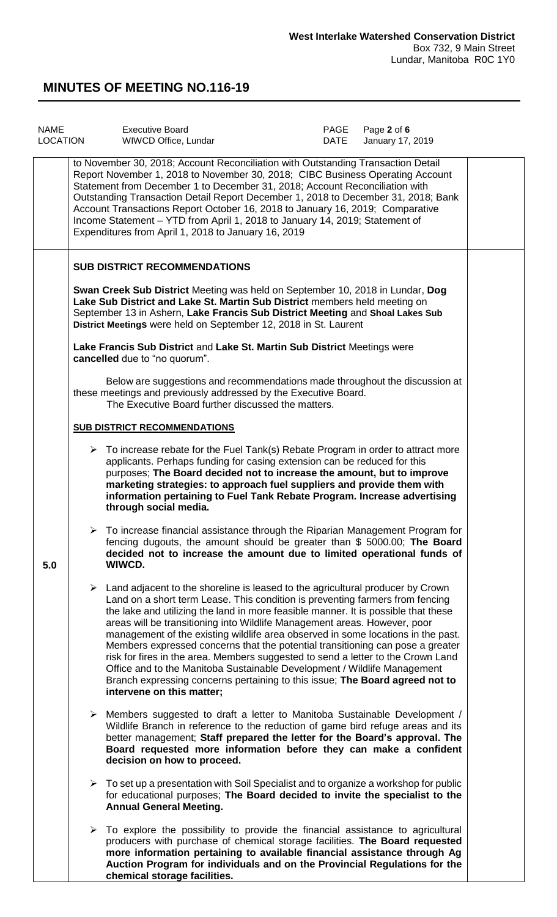to November 30, 2018; Account Reconciliation with Outstanding Transaction Detail Report November 1, 2018 to November 30, 2018; CIBC Business Operating Account Statement from December 1 to December 31, 2018; Account Reconciliation with Outstanding Transaction Detail Report December 1, 2018 to December 31, 2018; Bank Account Transactions Report October 16, 2018 to January 16, 2019; Comparative Income Statement – YTD from April 1, 2018 to January 14, 2019; Statement of Expenditures from April 1, 2018 to January 16, 2019

## 5.0 SUB DISTRICT RECOMMENDATIONS

**Swan Creek Sub District** Meeting was held on September 10, 2018 in Lundar, **Dog Lake Sub District and Lake St. Martin Sub District** members held meeting on September 13 in Ashern, **Lake Francis Sub District Meeting** and **Shoal Lakes Sub District Meetings** were held on September 12, 2018 in St. Laurent

**Lake Francis Sub District** and **Lake St. Martin Sub District** Meetings were **cancelled** due to "no quorum".

Below are suggestions and recommendations made throughout the discussion at these meetings and previously addressed by the Executive Board. The Executive Board further discussed the matters.

**SUB DISTRICT RECOMMENDATIONS**

- To increase rebate for the Fuel Tank(s) Rebate Program in order to attract more applicants. Perhaps funding for casing extension can be reduced for this purposes; **The Board decided not to increase the amount, but to improve marketing strategies: to approach fuel suppliers and provide them with information pertaining to Fuel Tank Rebate Program. Increase advertising through social media.**

- To increase financial assistance through the Riparian Management Program for fencing dugouts, the amount should be greater than $ 5000.00; **The Board decided not to increase the amount due to limited operational funds of WIWCD.**

- Land adjacent to the shoreline is leased to the agricultural producer by Crown Land on a short term Lease. This condition is preventing farmers from fencing the lake and utilizing the land in more feasible manner. It is possible that these areas will be transitioning into Wildlife Management areas. However, poor management of the existing wildlife area observed in some locations in the past. Members expressed concerns that the potential transitioning can pose a greater risk for fires in the area. Members suggested to send a letter to the Crown Land Office and to the Manitoba Sustainable Development / Wildlife Management Branch expressing concerns pertaining to this issue; **The Board agreed not to intervene on this matter;**

- Members suggested to draft a letter to Manitoba Sustainable Development / Wildlife Branch in reference to the reduction of game bird refuge areas and its better management; **Staff prepared the letter for the Board's approval. The Board requested more information before they can make a confident decision on how to proceed.**

- To set up a presentation with Soil Specialist and to organize a workshop for public for educational purposes; **The Board decided to invite the specialist to the Annual General Meeting.**

- To explore the possibility to provide the financial assistance to agricultural producers with purchase of chemical storage facilities. **The Board requested more information pertaining to available financial assistance through Ag Auction Program for individuals and on the Provincial Regulations for the chemical storage facilities.**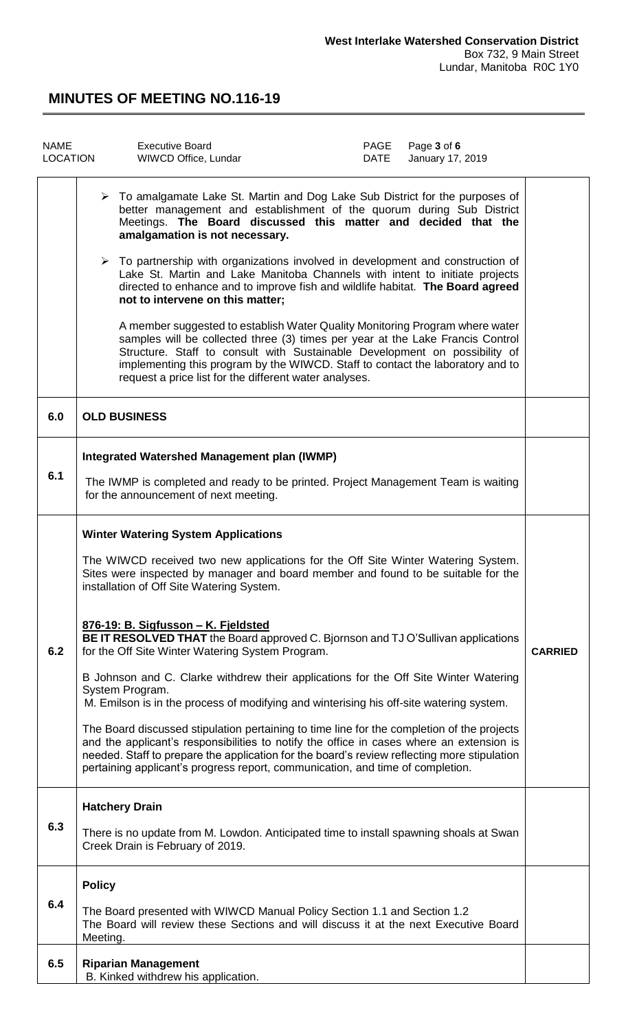**West Interlake Watershed Conservation District**
Box 732, 9 Main Street
Lundar, Manitoba R0C 1Y0

# MINUTES OF MEETING NO.116-19

| NAME | Executive Board | PAGE | Page 3 of 6 |
|---|---|---|---|
| LOCATION | WIWCD Office, Lundar | DATE | January 17, 2019 |

| | | |
|---|---|---|
| | ➢ To amalgamate Lake St. Martin and Dog Lake Sub District for the purposes of better management and establishment of the quorum during Sub District Meetings. **The Board discussed this matter and decided that the amalgamation is not necessary.**<br><br>➢ To partnership with organizations involved in development and construction of Lake St. Martin and Lake Manitoba Channels with intent to initiate projects directed to enhance and to improve fish and wildlife habitat. **The Board agreed not to intervene on this matter;**<br><br>A member suggested to establish Water Quality Monitoring Program where water samples will be collected three (3) times per year at the Lake Francis Control Structure. Staff to consult with Sustainable Development on possibility of implementing this program by the WIWCD. Staff to contact the laboratory and to request a price list for the different water analyses. | |
| **6.0** | **OLD BUSINESS** | |
| **6.1** | **Integrated Watershed Management plan (IWMP)**<br><br>The IWMP is completed and ready to be printed. Project Management Team is waiting for the announcement of next meeting. | |
| **6.2** | **Winter Watering System Applications**<br><br>The WIWCD received two new applications for the Off Site Winter Watering System. Sites were inspected by manager and board member and found to be suitable for the installation of Off Site Watering System.<br><br>**876-19: B. Sigfusson – K. Fjeldsted**<br>**BE IT RESOLVED THAT** the Board approved C. Bjornson and TJ O'Sullivan applications for the Off Site Winter Watering System Program.<br><br>B Johnson and C. Clarke withdrew their applications for the Off Site Winter Watering System Program.<br>M. Emilson is in the process of modifying and winterising his off-site watering system.<br><br>The Board discussed stipulation pertaining to time line for the completion of the projects and the applicant's responsibilities to notify the office in cases where an extension is needed. Staff to prepare the application for the board's review reflecting more stipulation pertaining applicant's progress report, communication, and time of completion. | **CARRIED** |
| **6.3** | **Hatchery Drain**<br><br>There is no update from M. Lowdon. Anticipated time to install spawning shoals at Swan Creek Drain is February of 2019. | |
| **6.4** | **Policy**<br><br>The Board presented with WIWCD Manual Policy Section 1.1 and Section 1.2<br>The Board will review these Sections and will discuss it at the next Executive Board Meeting. | |
| **6.5** | **Riparian Management**<br>B. Kinked withdrew his application. | |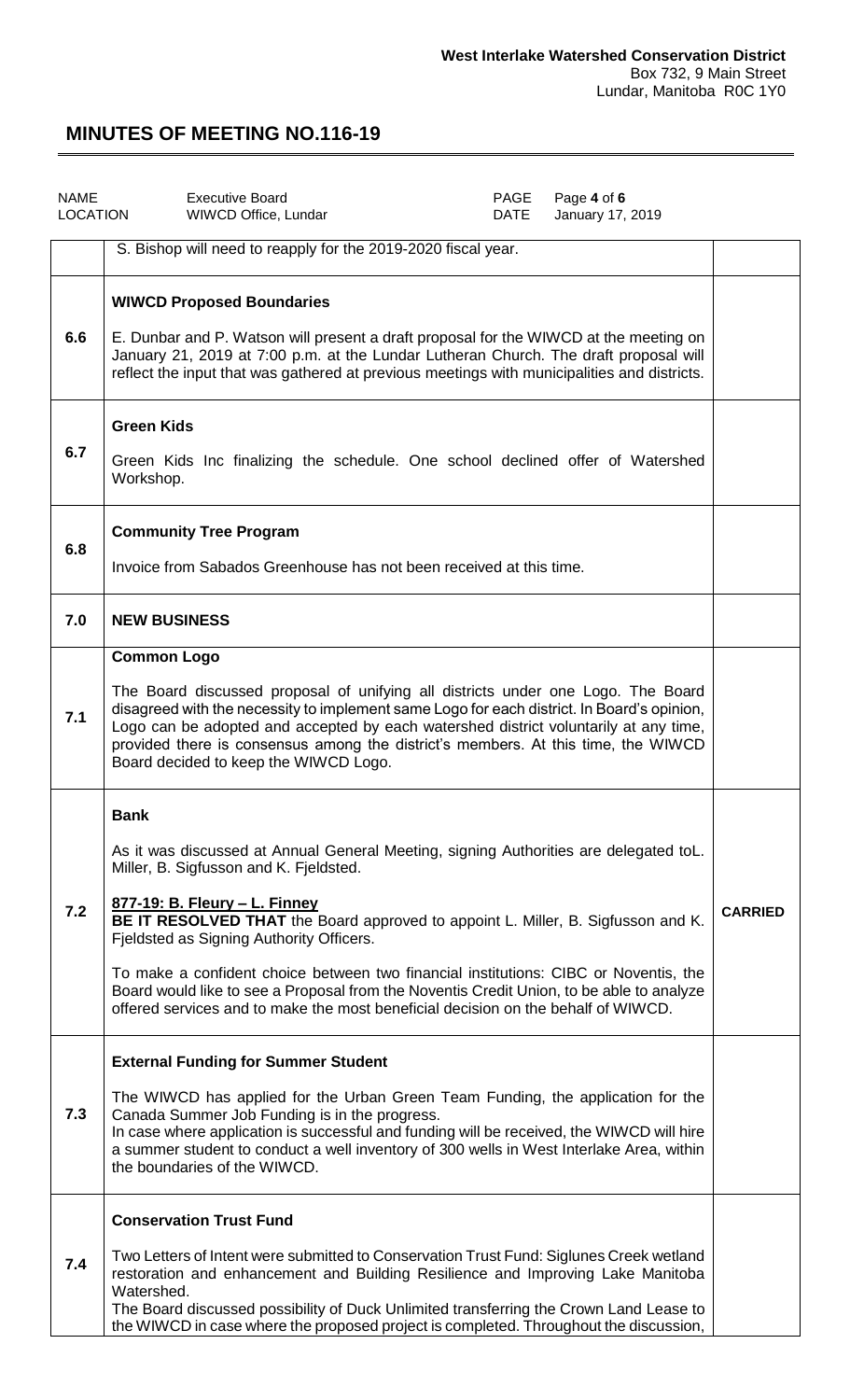**West Interlake Watershed Conservation District**
Box 732, 9 Main Street
Lundar, Manitoba R0C 1Y0

# MINUTES OF MEETING NO.116-19

| NAME | Executive Board | PAGE | Page **4** of **6** |
|---|---|---|---|
| LOCATION | WIWCD Office, Lundar | DATE | January 17, 2019 |

| | | |
|---|---|---|
| | S. Bishop will need to reapply for the 2019-2020 fiscal year. | |
| 6.6 | **WIWCD Proposed Boundaries**<br><br>E. Dunbar and P. Watson will present a draft proposal for the WIWCD at the meeting on January 21, 2019 at 7:00 p.m. at the Lundar Lutheran Church. The draft proposal will reflect the input that was gathered at previous meetings with municipalities and districts. | |
| 6.7 | **Green Kids**<br><br>Green Kids Inc finalizing the schedule. One school declined offer of Watershed Workshop. | |
| 6.8 | **Community Tree Program**<br><br>Invoice from Sabados Greenhouse has not been received at this time. | |
| 7.0 | **NEW BUSINESS** | |
| 7.1 | **Common Logo**<br><br>The Board discussed proposal of unifying all districts under one Logo. The Board disagreed with the necessity to implement same Logo for each district. In Board's opinion, Logo can be adopted and accepted by each watershed district voluntarily at any time, provided there is consensus among the district's members. At this time, the WIWCD Board decided to keep the WIWCD Logo. | |
| 7.2 | **Bank**<br><br>As it was discussed at Annual General Meeting, signing Authorities are delegated toL. Miller, B. Sigfusson and K. Fjeldsted.<br><br>**877-19: B. Fleury – L. Finney**<br>**BE IT RESOLVED THAT** the Board approved to appoint L. Miller, B. Sigfusson and K. Fjeldsted as Signing Authority Officers.<br><br>To make a confident choice between two financial institutions: CIBC or Noventis, the Board would like to see a Proposal from the Noventis Credit Union, to be able to analyze offered services and to make the most beneficial decision on the behalf of WIWCD. | **CARRIED** |
| 7.3 | **External Funding for Summer Student**<br><br>The WIWCD has applied for the Urban Green Team Funding, the application for the Canada Summer Job Funding is in the progress.<br>In case where application is successful and funding will be received, the WIWCD will hire a summer student to conduct a well inventory of 300 wells in West Interlake Area, within the boundaries of the WIWCD. | |
| 7.4 | **Conservation Trust Fund**<br><br>Two Letters of Intent were submitted to Conservation Trust Fund: Siglunes Creek wetland restoration and enhancement and Building Resilience and Improving Lake Manitoba Watershed.<br>The Board discussed possibility of Duck Unlimited transferring the Crown Land Lease to the WIWCD in case where the proposed project is completed. Throughout the discussion, | |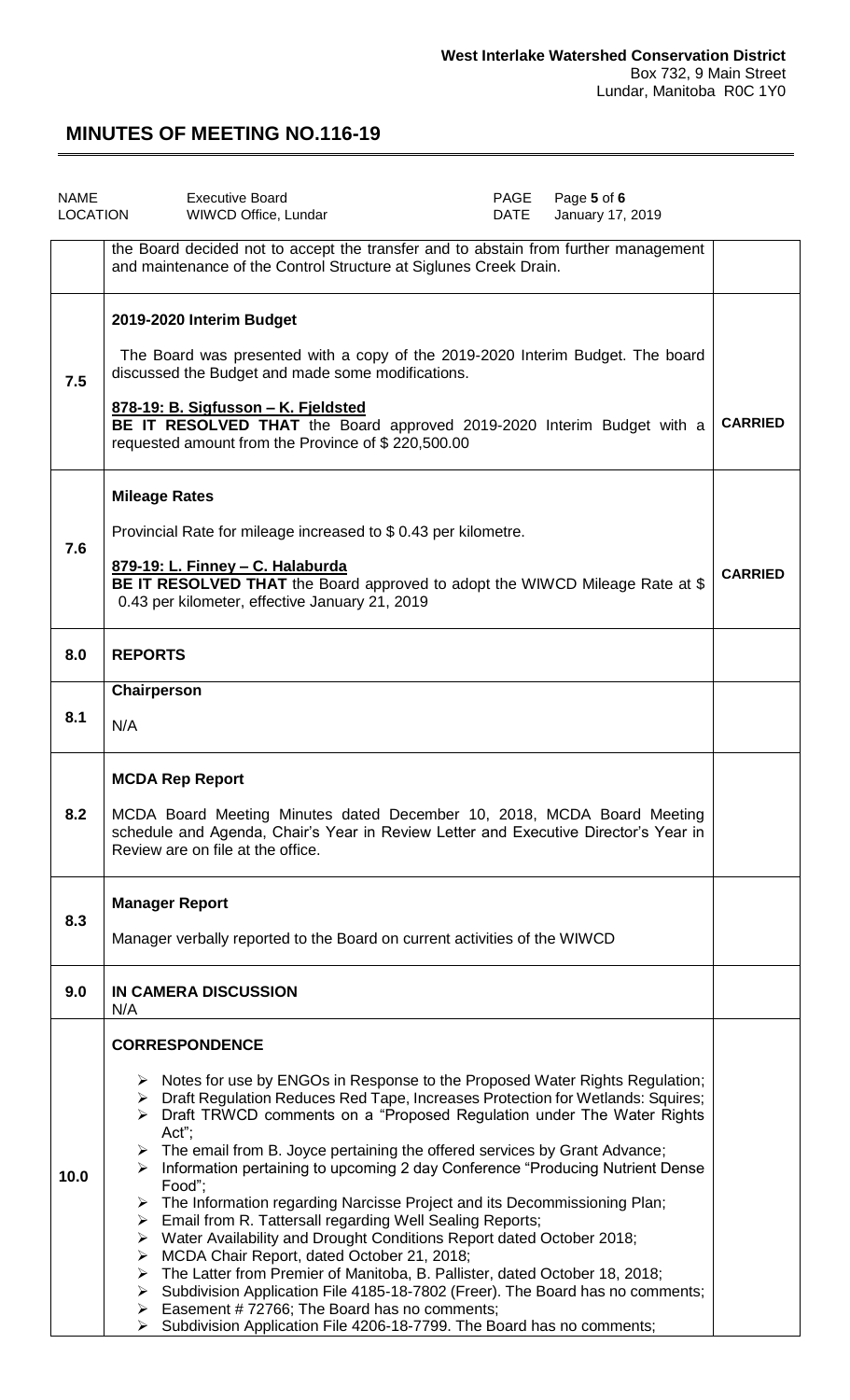| | | |
|---|---|---|
| | the Board decided not to accept the transfer and to abstain from further management and maintenance of the Control Structure at Siglunes Creek Drain. | |
| 7.5 | **2019-2020 Interim Budget**<br><br>The Board was presented with a copy of the 2019-2020 Interim Budget. The board discussed the Budget and made some modifications.<br><br>**<u>878-19: B. Sigfusson – K. Fjeldsted</u>**<br>**BE IT RESOLVED THAT** the Board approved 2019-2020 Interim Budget with a requested amount from the Province of $ 220,500.00 | **CARRIED** |
| 7.6 | **Mileage Rates**<br><br>Provincial Rate for mileage increased to $ 0.43 per kilometre.<br><br>**<u>879-19: L. Finney – C. Halaburda</u>**<br>**BE IT RESOLVED THAT** the Board approved to adopt the WIWCD Mileage Rate at $ 0.43 per kilometer, effective January 21, 2019 | **CARRIED** |
| 8.0 | **REPORTS** | |
| 8.1 | **Chairperson**<br><br>N/A | |
| 8.2 | **MCDA Rep Report**<br><br>MCDA Board Meeting Minutes dated December 10, 2018, MCDA Board Meeting schedule and Agenda, Chair's Year in Review Letter and Executive Director's Year in Review are on file at the office. | |
| 8.3 | **Manager Report**<br><br>Manager verbally reported to the Board on current activities of the WIWCD | |
| 9.0 | **IN CAMERA DISCUSSION**<br>N/A | |
| 10.0 | **CORRESPONDENCE**<br><br>➢ Notes for use by ENGOs in Response to the Proposed Water Rights Regulation;<br>➢ Draft Regulation Reduces Red Tape, Increases Protection for Wetlands: Squires;<br>➢ Draft TRWCD comments on a "Proposed Regulation under The Water Rights Act";<br>➢ The email from B. Joyce pertaining the offered services by Grant Advance;<br>➢ Information pertaining to upcoming 2 day Conference "Producing Nutrient Dense Food";<br>➢ The Information regarding Narcisse Project and its Decommissioning Plan;<br>➢ Email from R. Tattersall regarding Well Sealing Reports;<br>➢ Water Availability and Drought Conditions Report dated October 2018;<br>➢ MCDA Chair Report, dated October 21, 2018;<br>➢ The Latter from Premier of Manitoba, B. Pallister, dated October 18, 2018;<br>➢ Subdivision Application File 4185-18-7802 (Freer). The Board has no comments;<br>➢ Easement # 72766; The Board has no comments;<br>➢ Subdivision Application File 4206-18-7799. The Board has no comments; | |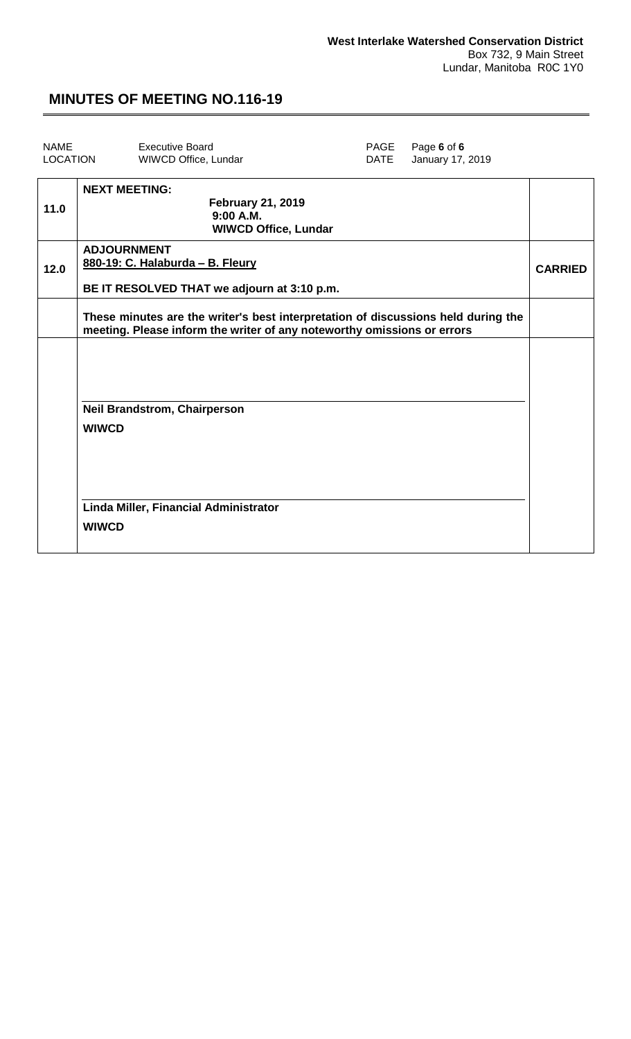**West Interlake Watershed Conservation District**
Box 732, 9 Main Street
Lundar, Manitoba R0C 1Y0

## MINUTES OF MEETING NO.116-19

| | | | |
|---|---|---|---|
| NAME | Executive Board | PAGE | Page **6** of **6** |
| LOCATION | WIWCD Office, Lundar | DATE | January 17, 2019 |

| | | |
|---|---|---|
| **11.0** | **NEXT MEETING:**<br>**February 21, 2019**<br>**9:00 A.M.**<br>**WIWCD Office, Lundar** | |
| **12.0** | **ADJOURNMENT**<br>**880-19: C. Halaburda – B. Fleury**<br>**BE IT RESOLVED THAT we adjourn at 3:10 p.m.** | **CARRIED** |
| | **These minutes are the writer's best interpretation of discussions held during the meeting. Please inform the writer of any noteworthy omissions or errors** | |
| | **Neil Brandstrom, Chairperson**<br>**WIWCD**<br><br>**Linda Miller, Financial Administrator**<br>**WIWCD** | |